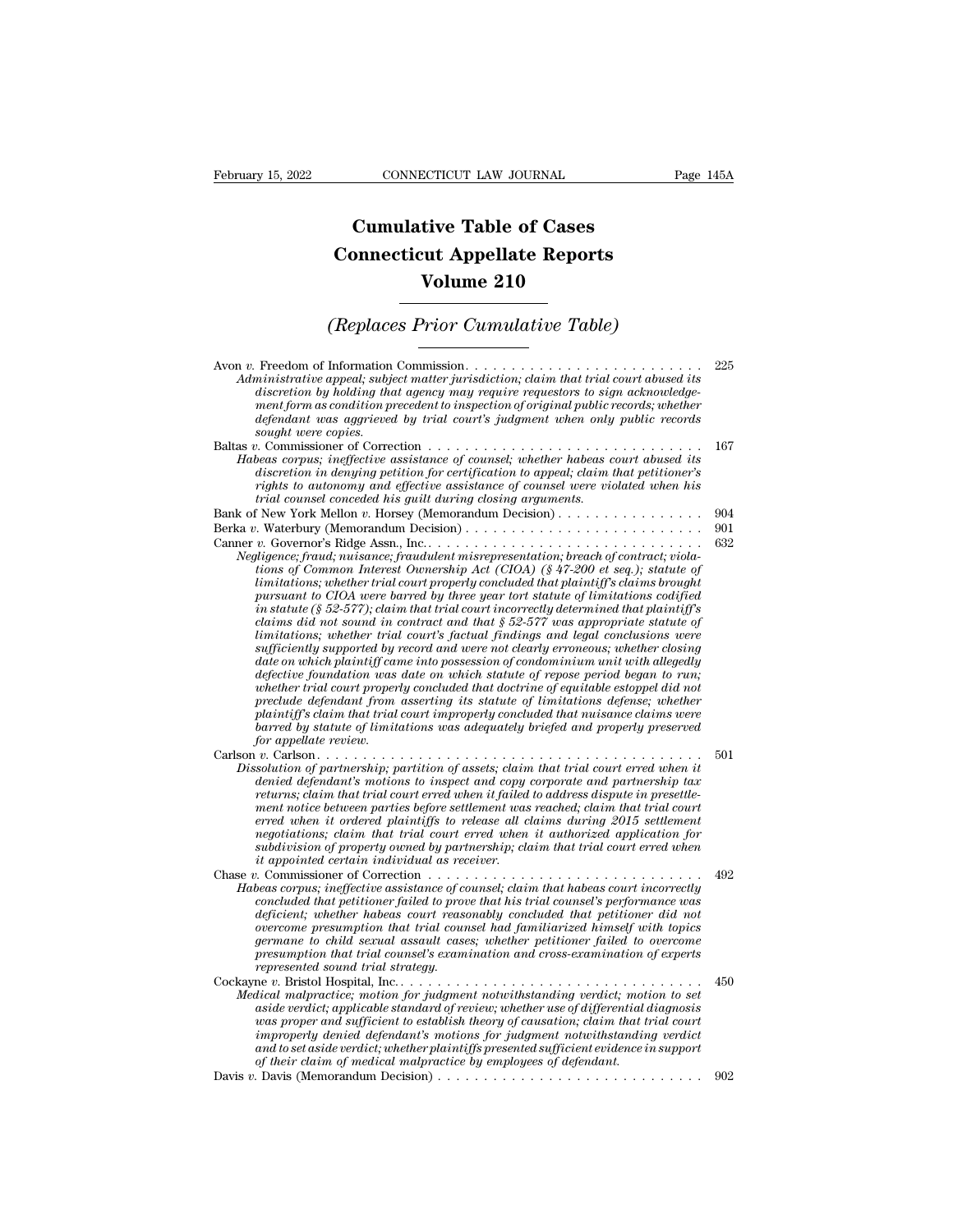# Cumulative Table of Cases
# Connecticut Appellate Reports
# Volume 210

## *(Replaces Prior Cumulative Table)*

Avon *v.* Freedom of Information Commission. . . . . . . . . . . . . . . . . . . . . . . . . . . 225
*Administrative appeal; subject matter jurisdiction; claim that trial court abused its discretion by holding that agency may require requestors to sign acknowledgement form as condition precedent to inspection of original public records; whether defendant was aggrieved by trial court's judgment when only public records sought were copies.*

Baltas *v.* Commissioner of Correction . . . . . . . . . . . . . . . . . . . . . . . . . . . . . . 167
*Habeas corpus; ineffective assistance of counsel; whether habeas court abused its discretion in denying petition for certification to appeal; claim that petitioner's rights to autonomy and effective assistance of counsel were violated when his trial counsel conceded his guilt during closing arguments.*

Bank of New York Mellon *v.* Horsey (Memorandum Decision) . . . . . . . . . . . . . . . . 904

Berka *v.* Waterbury (Memorandum Decision) . . . . . . . . . . . . . . . . . . . . . . . . . . 901

Canner *v.* Governor's Ridge Assn., Inc.. . . . . . . . . . . . . . . . . . . . . . . . . . . . . . 632
*Negligence; fraud; nuisance; fraudulent misrepresentation; breach of contract; violations of Common Interest Ownership Act (CIOA) (§ 47-200 et seq.); statute of limitations; whether trial court properly concluded that plaintiff's claims brought pursuant to CIOA were barred by three year tort statute of limitations codified in statute (§ 52-577); claim that trial court incorrectly determined that plaintiff's claims did not sound in contract and that § 52-577 was appropriate statute of limitations; whether trial court's factual findings and legal conclusions were sufficiently supported by record and were not clearly erroneous; whether closing date on which plaintiff came into possession of condominium unit with allegedly defective foundation was date on which statute of repose period began to run; whether trial court properly concluded that doctrine of equitable estoppel did not preclude defendant from asserting its statute of limitations defense; whether plaintiff's claim that trial court improperly concluded that nuisance claims were barred by statute of limitations was adequately briefed and properly preserved for appellate review.*

Carlson *v.* Carlson. . . . . . . . . . . . . . . . . . . . . . . . . . . . . . . . . . . . . . . . . . . 501
*Dissolution of partnership; partition of assets; claim that trial court erred when it denied defendant's motions to inspect and copy corporate and partnership tax returns; claim that trial court erred when it failed to address dispute in presettlement notice between parties before settlement was reached; claim that trial court erred when it ordered plaintiffs to release all claims during 2015 settlement negotiations; claim that trial court erred when it authorized application for subdivision of property owned by partnership; claim that trial court erred when it appointed certain individual as receiver.*

Chase *v.* Commissioner of Correction . . . . . . . . . . . . . . . . . . . . . . . . . . . . . . . 492
*Habeas corpus; ineffective assistance of counsel; claim that habeas court incorrectly concluded that petitioner failed to prove that his trial counsel's performance was deficient; whether habeas court reasonably concluded that petitioner did not overcome presumption that trial counsel had familiarized himself with topics germane to child sexual assault cases; whether petitioner failed to overcome presumption that trial counsel's examination and cross-examination of experts represented sound trial strategy.*

Cockayne *v.* Bristol Hospital, Inc.. . . . . . . . . . . . . . . . . . . . . . . . . . . . . . . . . 450
*Medical malpractice; motion for judgment notwithstanding verdict; motion to set aside verdict; applicable standard of review; whether use of differential diagnosis was proper and sufficient to establish theory of causation; claim that trial court improperly denied defendant's motions for judgment notwithstanding verdict and to set aside verdict; whether plaintiffs presented sufficient evidence in support of their claim of medical malpractice by employees of defendant.*

Davis *v.* Davis (Memorandum Decision) . . . . . . . . . . . . . . . . . . . . . . . . . . . . . 902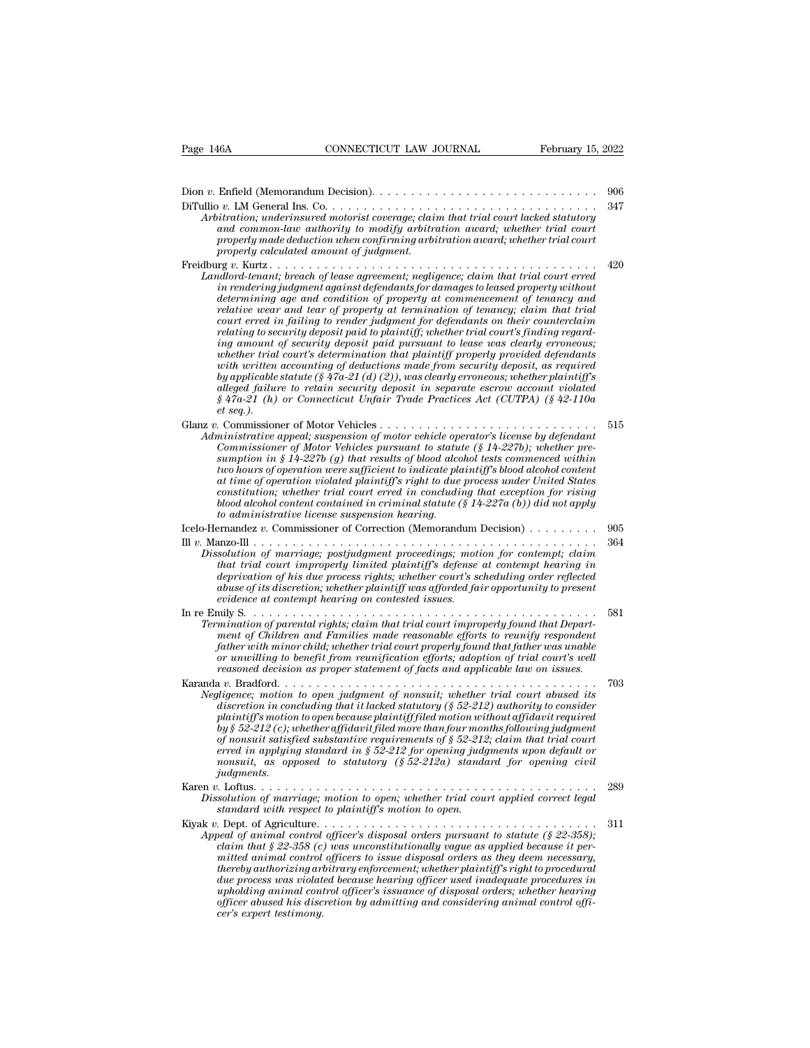Dion *v.* Enfield (Memorandum Decision). . . . . . . . . . . . . . . . . . . . . . . . . . . . 906

DiTullio *v.* LM General Ins. Co. . . . . . . . . . . . . . . . . . . . . . . . . . . . . . . . . . . 347

*Arbitration; underinsured motorist coverage; claim that trial court lacked statutory and common-law authority to modify arbitration award; whether trial court properly made deduction when confirming arbitration award; whether trial court properly calculated amount of judgment.*

Freidburg *v.* Kurtz . . . . . . . . . . . . . . . . . . . . . . . . . . . . . . . . . . . . . . . . . 420

*Landlord-tenant; breach of lease agreement; negligence; claim that trial court erred in rendering judgment against defendants for damages to leased property without determining age and condition of property at commencement of tenancy and relative wear and tear of property at termination of tenancy; claim that trial court erred in failing to render judgment for defendants on their counterclaim relating to security deposit paid to plaintiff; whether trial court's finding regarding amount of security deposit paid pursuant to lease was clearly erroneous; whether trial court's determination that plaintiff properly provided defendants with written accounting of deductions made from security deposit, as required by applicable statute (§ 47a-21 (d) (2)), was clearly erroneous; whether plaintiff's alleged failure to retain security deposit in separate escrow account violated § 47a-21 (h) or Connecticut Unfair Trade Practices Act (CUTPA) (§ 42-110a et seq.).*

Glanz *v.* Commissioner of Motor Vehicles . . . . . . . . . . . . . . . . . . . . . . . . . . . 515

*Administrative appeal; suspension of motor vehicle operator's license by defendant Commissioner of Motor Vehicles pursuant to statute (§ 14-227b); whether presumption in § 14-227b (g) that results of blood alcohol tests commenced within two hours of operation were sufficient to indicate plaintiff's blood alcohol content at time of operation violated plaintiff's right to due process under United States constitution; whether trial court erred in concluding that exception for rising blood alcohol content contained in criminal statute (§ 14-227a (b)) did not apply to administrative license suspension hearing.*

Icelo-Hernandez *v.* Commissioner of Correction (Memorandum Decision) . . . . . . . . . 905

Ill *v.* Manzo-Ill . . . . . . . . . . . . . . . . . . . . . . . . . . . . . . . . . . . . . . . . . . . 364

*Dissolution of marriage; postjudgment proceedings; motion for contempt; claim that trial court improperly limited plaintiff's defense at contempt hearing in deprivation of his due process rights; whether court's scheduling order reflected abuse of its discretion; whether plaintiff was afforded fair opportunity to present evidence at contempt hearing on contested issues.*

In re Emily S. . . . . . . . . . . . . . . . . . . . . . . . . . . . . . . . . . . . . . . . . . . . 581

*Termination of parental rights; claim that trial court improperly found that Department of Children and Families made reasonable efforts to reunify respondent father with minor child; whether trial court properly found that father was unable or unwilling to benefit from reunification efforts; adoption of trial court's well reasoned decision as proper statement of facts and applicable law on issues.*

Karanda *v.* Bradford. . . . . . . . . . . . . . . . . . . . . . . . . . . . . . . . . . . . . . . . 703

*Negligence; motion to open judgment of nonsuit; whether trial court abused its discretion in concluding that it lacked statutory (§ 52-212) authority to consider plaintiff's motion to open because plaintiff filed motion without affidavit required by § 52-212 (c); whether affidavit filed more than four months following judgment of nonsuit satisfied substantive requirements of § 52-212; claim that trial court erred in applying standard in § 52-212 for opening judgments upon default or nonsuit, as opposed to statutory (§ 52-212a) standard for opening civil judgments.*

Karen *v.* Loftus. . . . . . . . . . . . . . . . . . . . . . . . . . . . . . . . . . . . . . . . . . 289

*Dissolution of marriage; motion to open; whether trial court applied correct legal standard with respect to plaintiff's motion to open.*

Kiyak *v.* Dept. of Agriculture. . . . . . . . . . . . . . . . . . . . . . . . . . . . . . . . . . . 311

*Appeal of animal control officer's disposal orders pursuant to statute (§ 22-358); claim that § 22-358 (c) was unconstitutionally vague as applied because it permitted animal control officers to issue disposal orders as they deem necessary, thereby authorizing arbitrary enforcement; whether plaintiff's right to procedural due process was violated because hearing officer used inadequate procedures in upholding animal control officer's issuance of disposal orders; whether hearing officer abused his discretion by admitting and considering animal control officer's expert testimony.*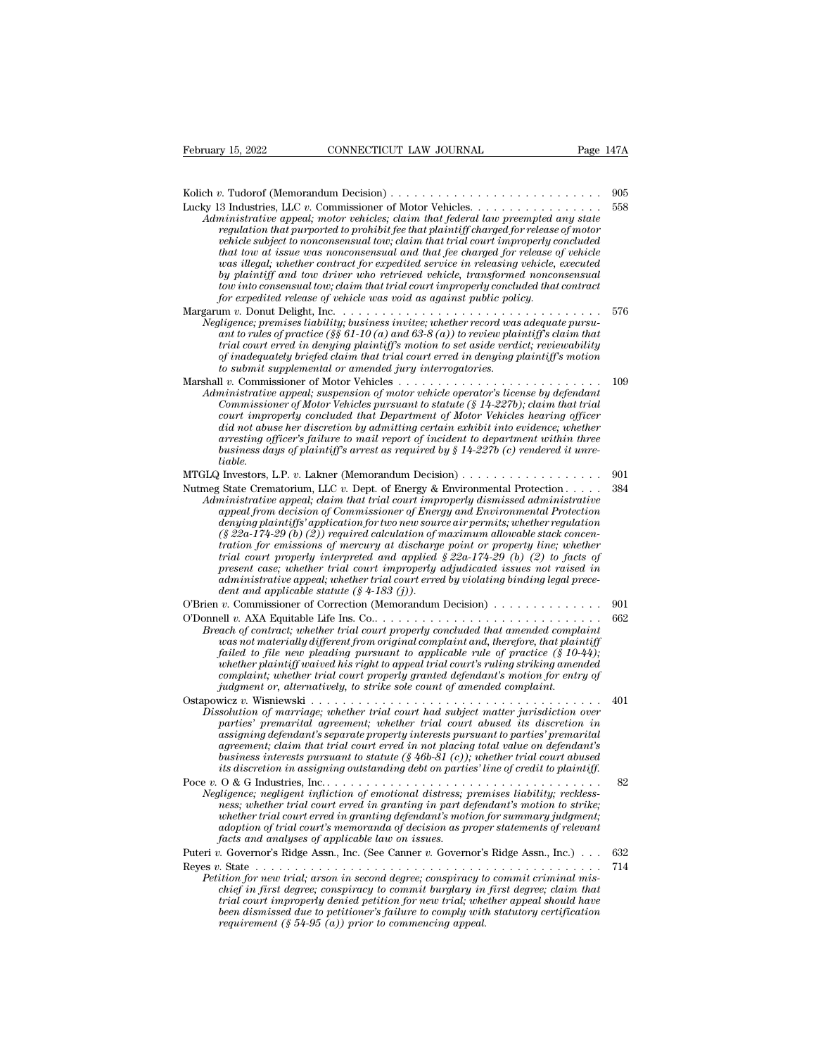Kolich *v.* Tudorof (Memorandum Decision) . . . . . . . . . . . . . . . . . . . . . . . . . . 905

Lucky 13 Industries, LLC *v.* Commissioner of Motor Vehicles. . . . . . . . . . . . . . . . 558

*Administrative appeal; motor vehicles; claim that federal law preempted any state regulation that purported to prohibit fee that plaintiff charged for release of motor vehicle subject to nonconsensual tow; claim that trial court improperly concluded that tow at issue was nonconsensual and that fee charged for release of vehicle was illegal; whether contract for expedited service in releasing vehicle, executed by plaintiff and tow driver who retrieved vehicle, transformed nonconsensual tow into consensual tow; claim that trial court improperly concluded that contract for expedited release of vehicle was void as against public policy.*

Margarum *v.* Donut Delight, Inc. . . . . . . . . . . . . . . . . . . . . . . . . . . . . . . . . 576

*Negligence; premises liability; business invitee; whether record was adequate pursuant to rules of practice (§§ 61-10 (a) and 63-8 (a)) to review plaintiff's claim that trial court erred in denying plaintiff's motion to set aside verdict; reviewability of inadequately briefed claim that trial court erred in denying plaintiff's motion to submit supplemental or amended jury interrogatories.*

Marshall *v.* Commissioner of Motor Vehicles . . . . . . . . . . . . . . . . . . . . . . . . . 109

*Administrative appeal; suspension of motor vehicle operator's license by defendant Commissioner of Motor Vehicles pursuant to statute (§ 14-227b); claim that trial court improperly concluded that Department of Motor Vehicles hearing officer did not abuse her discretion by admitting certain exhibit into evidence; whether arresting officer's failure to mail report of incident to department within three business days of plaintiff's arrest as required by § 14-227b (c) rendered it unreliable.*

MTGLQ Investors, L.P. *v.* Lakner (Memorandum Decision) . . . . . . . . . . . . . . . . . 901

Nutmeg State Crematorium, LLC *v.* Dept. of Energy & Environmental Protection . . . . . 384

*Administrative appeal; claim that trial court improperly dismissed administrative appeal from decision of Commissioner of Energy and Environmental Protection denying plaintiffs' application for two new source air permits; whether regulation (§ 22a-174-29 (b) (2)) required calculation of maximum allowable stack concentration for emissions of mercury at discharge point or property line; whether trial court properly interpreted and applied § 22a-174-29 (b) (2) to facts of present case; whether trial court improperly adjudicated issues not raised in administrative appeal; whether trial court erred by violating binding legal precedent and applicable statute (§ 4-183 (j)).*

O'Brien *v.* Commissioner of Correction (Memorandum Decision) . . . . . . . . . . . . . 901

O'Donnell *v.* AXA Equitable Life Ins. Co.. . . . . . . . . . . . . . . . . . . . . . . . . . . . 662

*Breach of contract; whether trial court properly concluded that amended complaint was not materially different from original complaint and, therefore, that plaintiff failed to file new pleading pursuant to applicable rule of practice (§ 10-44); whether plaintiff waived his right to appeal trial court's ruling striking amended complaint; whether trial court properly granted defendant's motion for entry of judgment or, alternatively, to strike sole count of amended complaint.*

Ostapowicz *v.* Wisniewski . . . . . . . . . . . . . . . . . . . . . . . . . . . . . . . . . . . . . 401

*Dissolution of marriage; whether trial court had subject matter jurisdiction over parties' premarital agreement; whether trial court abused its discretion in assigning defendant's separate property interests pursuant to parties' premarital agreement; claim that trial court erred in not placing total value on defendant's business interests pursuant to statute (§ 46b-81 (c)); whether trial court abused its discretion in assigning outstanding debt on parties' line of credit to plaintiff.*

Poce *v.* O & G Industries, Inc.. . . . . . . . . . . . . . . . . . . . . . . . . . . . . . . . . . . . 82

*Negligence; negligent infliction of emotional distress; premises liability; recklessness; whether trial court erred in granting in part defendant's motion to strike; whether trial court erred in granting defendant's motion for summary judgment; adoption of trial court's memoranda of decision as proper statements of relevant facts and analyses of applicable law on issues.*

Puteri *v.* Governor's Ridge Assn., Inc. (See Canner *v.* Governor's Ridge Assn., Inc.) . . . 632

Reyes *v.* State . . . . . . . . . . . . . . . . . . . . . . . . . . . . . . . . . . . . . . . . . . . . . 714

*Petition for new trial; arson in second degree; conspiracy to commit criminal mischief in first degree; conspiracy to commit burglary in first degree; claim that trial court improperly denied petition for new trial; whether appeal should have been dismissed due to petitioner's failure to comply with statutory certification requirement (§ 54-95 (a)) prior to commencing appeal.*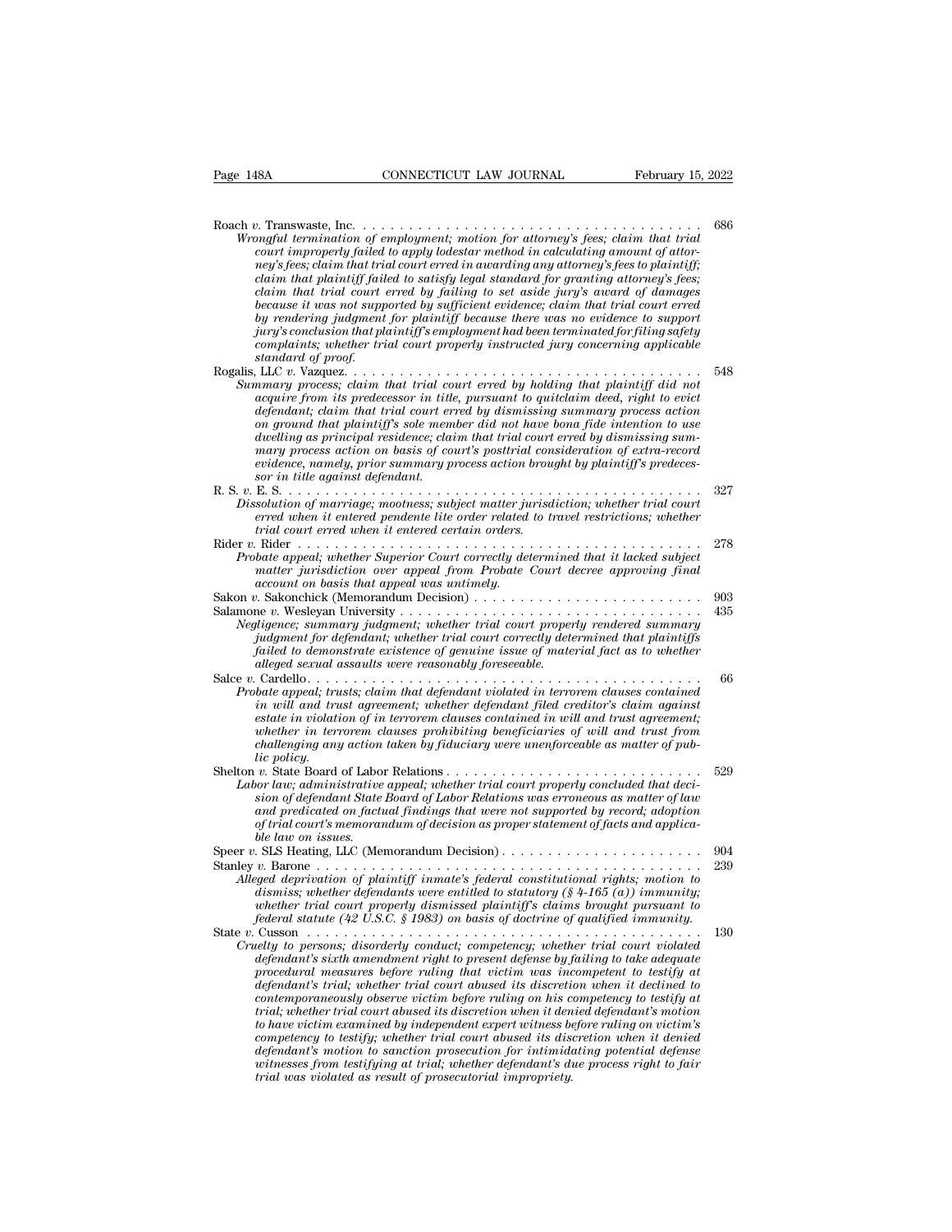Roach *v.* Transwaste, Inc. . . . . . . . . . . . . . . . . . . . . . . . . . . . . . . . . . . . . 686
*Wrongful termination of employment; motion for attorney's fees; claim that trial court improperly failed to apply lodestar method in calculating amount of attorney's fees; claim that trial court erred in awarding any attorney's fees to plaintiff; claim that plaintiff failed to satisfy legal standard for granting attorney's fees; claim that trial court erred by failing to set aside jury's award of damages because it was not supported by sufficient evidence; claim that trial court erred by rendering judgment for plaintiff because there was no evidence to support jury's conclusion that plaintiff's employment had been terminated for filing safety complaints; whether trial court properly instructed jury concerning applicable standard of proof.*

Rogalis, LLC *v.* Vazquez. . . . . . . . . . . . . . . . . . . . . . . . . . . . . . . . . . . . . 548
*Summary process; claim that trial court erred by holding that plaintiff did not acquire from its predecessor in title, pursuant to quitclaim deed, right to evict defendant; claim that trial court erred by dismissing summary process action on ground that plaintiff's sole member did not have bona fide intention to use dwelling as principal residence; claim that trial court erred by dismissing summary process action on basis of court's posttrial consideration of extra-record evidence, namely, prior summary process action brought by plaintiff's predecessor in title against defendant.*

R. S. *v.* E. S. . . . . . . . . . . . . . . . . . . . . . . . . . . . . . . . . . . . . . . . . . . . 327
*Dissolution of marriage; mootness; subject matter jurisdiction; whether trial court erred when it entered pendente lite order related to travel restrictions; whether trial court erred when it entered certain orders.*

Rider *v.* Rider . . . . . . . . . . . . . . . . . . . . . . . . . . . . . . . . . . . . . . . . . . . 278
*Probate appeal; whether Superior Court correctly determined that it lacked subject matter jurisdiction over appeal from Probate Court decree approving final account on basis that appeal was untimely.*

Sakon *v.* Sakonchick (Memorandum Decision) . . . . . . . . . . . . . . . . . . . . . . . . 903

Salamone *v.* Wesleyan University . . . . . . . . . . . . . . . . . . . . . . . . . . . . . . . . 435
*Negligence; summary judgment; whether trial court properly rendered summary judgment for defendant; whether trial court correctly determined that plaintiffs failed to demonstrate existence of genuine issue of material fact as to whether alleged sexual assaults were reasonably foreseeable.*

Salce *v.* Cardello. . . . . . . . . . . . . . . . . . . . . . . . . . . . . . . . . . . . . . . . . . . 66
*Probate appeal; trusts; claim that defendant violated in terrorem clauses contained in will and trust agreement; whether defendant filed creditor's claim against estate in violation of in terrorem clauses contained in will and trust agreement; whether in terrorem clauses prohibiting beneficiaries of will and trust from challenging any action taken by fiduciary were unenforceable as matter of public policy.*

Shelton *v.* State Board of Labor Relations . . . . . . . . . . . . . . . . . . . . . . . . . . 529
*Labor law; administrative appeal; whether trial court properly concluded that decision of defendant State Board of Labor Relations was erroneous as matter of law and predicated on factual findings that were not supported by record; adoption of trial court's memorandum of decision as proper statement of facts and applicable law on issues.*

Speer *v.* SLS Heating, LLC (Memorandum Decision) . . . . . . . . . . . . . . . . . . . . . 904

Stanley *v.* Barone . . . . . . . . . . . . . . . . . . . . . . . . . . . . . . . . . . . . . . . . . 239
*Alleged deprivation of plaintiff inmate's federal constitutional rights; motion to dismiss; whether defendants were entitled to statutory (§ 4-165 (a)) immunity; whether trial court properly dismissed plaintiff's claims brought pursuant to federal statute (42 U.S.C. § 1983) on basis of doctrine of qualified immunity.*

State *v.* Cusson . . . . . . . . . . . . . . . . . . . . . . . . . . . . . . . . . . . . . . . . . . 130
*Cruelty to persons; disorderly conduct; competency; whether trial court violated defendant's sixth amendment right to present defense by failing to take adequate procedural measures before ruling that victim was incompetent to testify at defendant's trial; whether trial court abused its discretion when it declined to contemporaneously observe victim before ruling on his competency to testify at trial; whether trial court abused its discretion when it denied defendant's motion to have victim examined by independent expert witness before ruling on victim's competency to testify; whether trial court abused its discretion when it denied defendant's motion to sanction prosecution for intimidating potential defense witnesses from testifying at trial; whether defendant's due process right to fair trial was violated as result of prosecutorial impropriety.*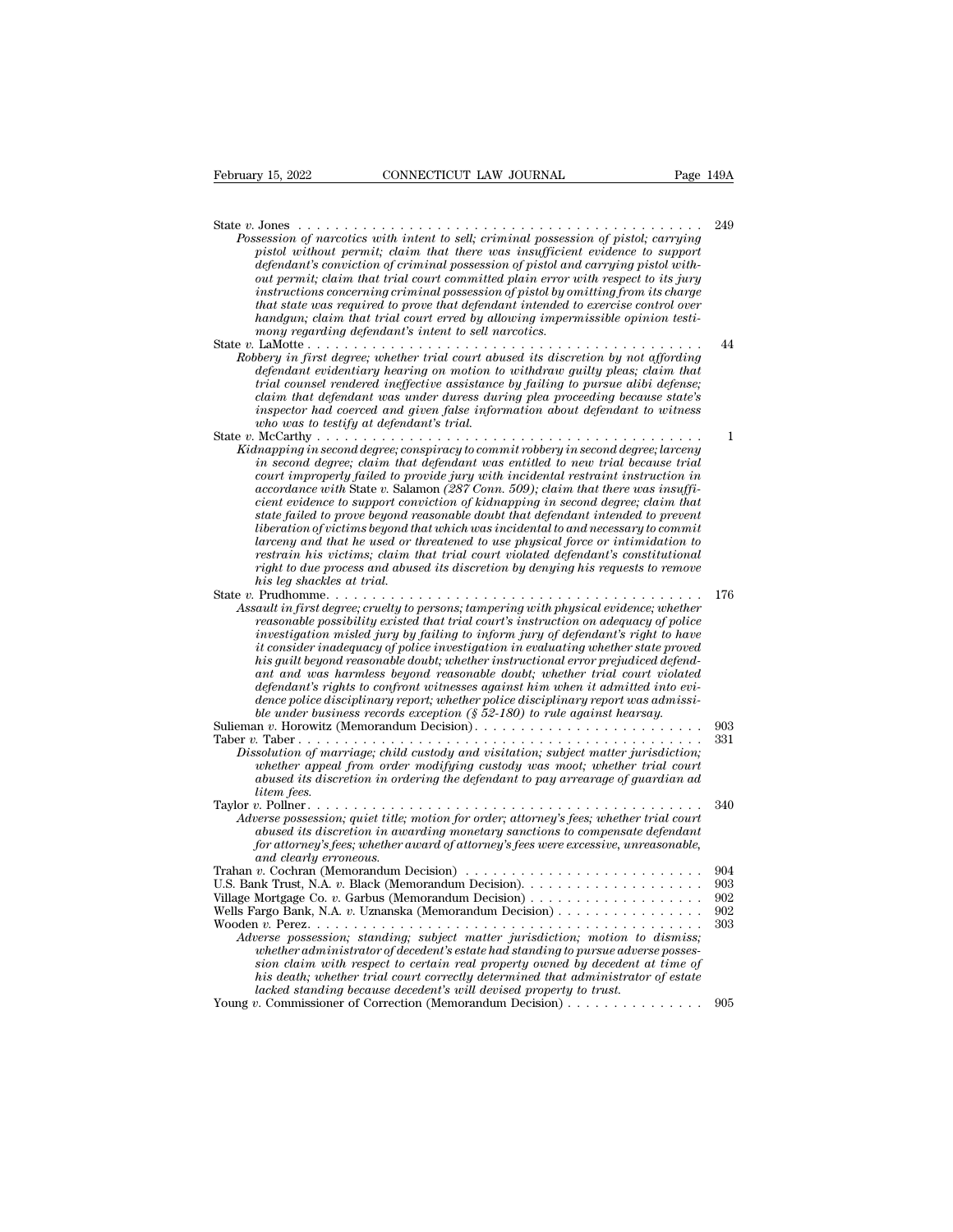State *v.* Jones . . . . . . . . . . . . . . . . . . . . . . . . . . . . . . . . . . . . . . . . . . . 249

*Possession of narcotics with intent to sell; criminal possession of pistol; carrying pistol without permit; claim that there was insufficient evidence to support defendant's conviction of criminal possession of pistol and carrying pistol without permit; claim that trial court committed plain error with respect to its jury instructions concerning criminal possession of pistol by omitting from its charge that state was required to prove that defendant intended to exercise control over handgun; claim that trial court erred by allowing impermissible opinion testimony regarding defendant's intent to sell narcotics.*

State *v.* LaMotte . . . . . . . . . . . . . . . . . . . . . . . . . . . . . . . . . . . . . . . . . . 44

*Robbery in first degree; whether trial court abused its discretion by not affording defendant evidentiary hearing on motion to withdraw guilty pleas; claim that trial counsel rendered ineffective assistance by failing to pursue alibi defense; claim that defendant was under duress during plea proceeding because state's inspector had coerced and given false information about defendant to witness who was to testify at defendant's trial.*

State *v.* McCarthy . . . . . . . . . . . . . . . . . . . . . . . . . . . . . . . . . . . . . . . . . 1

*Kidnapping in second degree; conspiracy to commit robbery in second degree; larceny in second degree; claim that defendant was entitled to new trial because trial court improperly failed to provide jury with incidental restraint instruction in accordance with* State *v.* Salamon *(287 Conn. 509); claim that there was insufficient evidence to support conviction of kidnapping in second degree; claim that state failed to prove beyond reasonable doubt that defendant intended to prevent liberation of victims beyond that which was incidental to and necessary to commit larceny and that he used or threatened to use physical force or intimidation to restrain his victims; claim that trial court violated defendant's constitutional right to due process and abused its discretion by denying his requests to remove his leg shackles at trial.*

State *v.* Prudhomme. . . . . . . . . . . . . . . . . . . . . . . . . . . . . . . . . . . . . . . . . 176

*Assault in first degree; cruelty to persons; tampering with physical evidence; whether reasonable possibility existed that trial court's instruction on adequacy of police investigation misled jury by failing to inform jury of defendant's right to have it consider inadequacy of police investigation in evaluating whether state proved his guilt beyond reasonable doubt; whether instructional error prejudiced defendant and was harmless beyond reasonable doubt; whether trial court violated defendant's rights to confront witnesses against him when it admitted into evidence police disciplinary report; whether police disciplinary report was admissible under business records exception (§ 52-180) to rule against hearsay.*

Sulieman *v.* Horowitz (Memorandum Decision). . . . . . . . . . . . . . . . . . . . . . . . . 903

Taber *v.* Taber . . . . . . . . . . . . . . . . . . . . . . . . . . . . . . . . . . . . . . . . . . . . 331

*Dissolution of marriage; child custody and visitation; subject matter jurisdiction; whether appeal from order modifying custody was moot; whether trial court abused its discretion in ordering the defendant to pay arrearage of guardian ad litem fees.*

Taylor *v.* Pollner. . . . . . . . . . . . . . . . . . . . . . . . . . . . . . . . . . . . . . . . . . . 340

*Adverse possession; quiet title; motion for order; attorney's fees; whether trial court abused its discretion in awarding monetary sanctions to compensate defendant for attorney's fees; whether award of attorney's fees were excessive, unreasonable, and clearly erroneous.*

Trahan *v.* Cochran (Memorandum Decision) . . . . . . . . . . . . . . . . . . . . . . . . . 904

U.S. Bank Trust, N.A. *v.* Black (Memorandum Decision). . . . . . . . . . . . . . . . . . . 903

Village Mortgage Co. *v.* Garbus (Memorandum Decision) . . . . . . . . . . . . . . . . . . 902

Wells Fargo Bank, N.A. *v.* Uznanska (Memorandum Decision) . . . . . . . . . . . . . . . 902

Wooden *v.* Perez. . . . . . . . . . . . . . . . . . . . . . . . . . . . . . . . . . . . . . . . . . . 303

*Adverse possession; standing; subject matter jurisdiction; motion to dismiss; whether administrator of decedent's estate had standing to pursue adverse possession claim with respect to certain real property owned by decedent at time of his death; whether trial court correctly determined that administrator of estate lacked standing because decedent's will devised property to trust.*

Young *v.* Commissioner of Correction (Memorandum Decision) . . . . . . . . . . . . . . 905